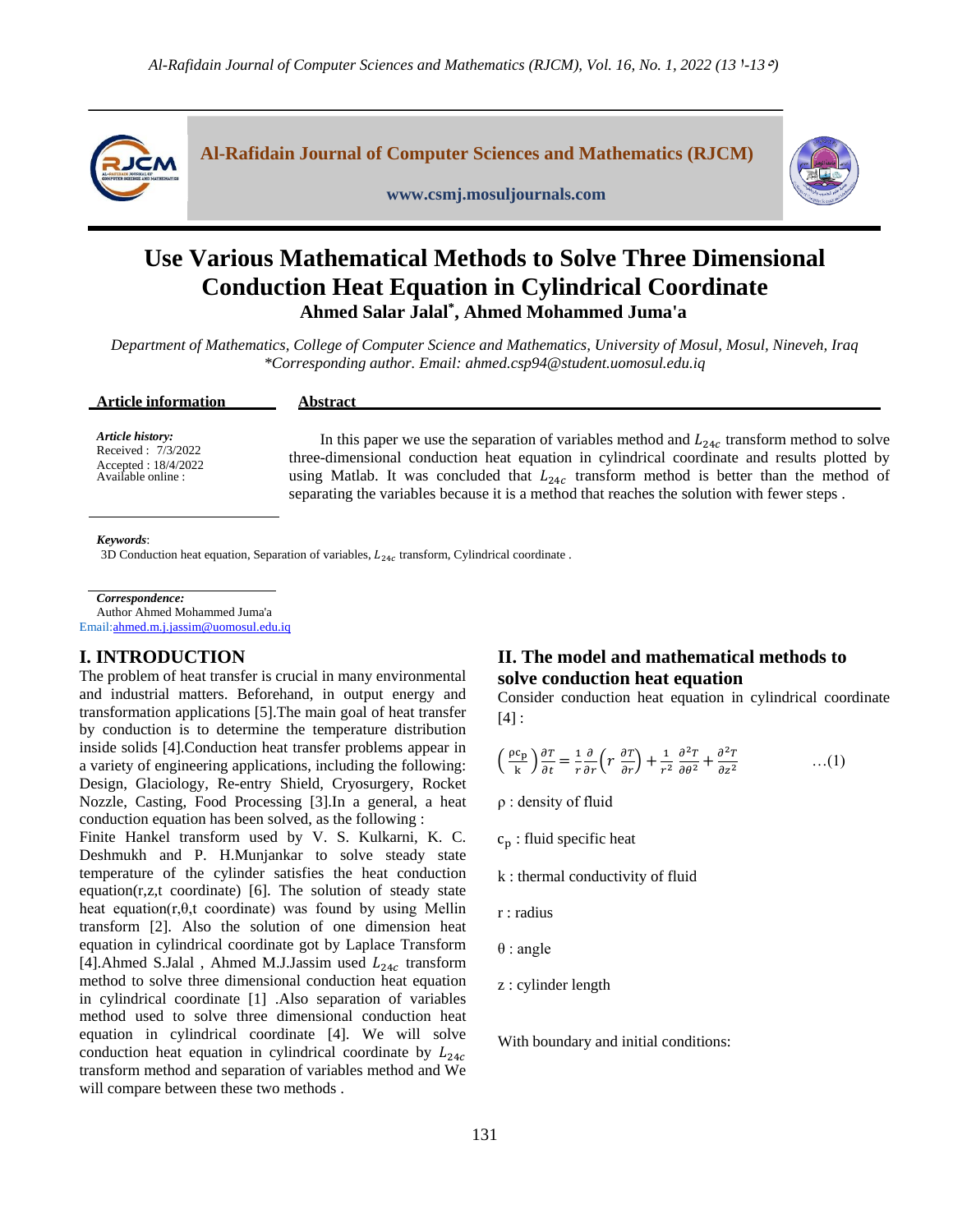# Use Various Mathematical Methods to Solve Three Dimensional Conduction Heat Equation in Cylindrical Coordinate

**Ahmed Salar Jalal*, Ahmed Mohammed Juma'a**

*Department of Mathematics, College of Computer Science and Mathematics, University of Mosul, Mosul, Nineveh, Iraq*
*\*Corresponding author. Email: ahmed.csp94@student.uomosul.edu.iq*

**Article information**

***Article history:***
Received : 7/3/2022
Accepted : 18/4/2022
Available online :

**Abstract**

In this paper we use the separation of variables method and $L_{24c}$ transform method to solve three-dimensional conduction heat equation in cylindrical coordinate and results plotted by using Matlab. It was concluded that $L_{24c}$ transform method is better than the method of separating the variables because it is a method that reaches the solution with fewer steps .

***Keywords***:
3D Conduction heat equation, Separation of variables, $L_{24c}$ transform, Cylindrical coordinate .

***Correspondence:***
Author Ahmed Mohammed Juma'a
Email: ahmed.m.j.jassim@uomosul.edu.iq

## I. INTRODUCTION

The problem of heat transfer is crucial in many environmental and industrial matters. Beforehand, in output energy and transformation applications [5].The main goal of heat transfer by conduction is to determine the temperature distribution inside solids [4].Conduction heat transfer problems appear in a variety of engineering applications, including the following: Design, Glaciology, Re-entry Shield, Cryosurgery, Rocket Nozzle, Casting, Food Processing [3].In a general, a heat conduction equation has been solved, as the following :

Finite Hankel transform used by V. S. Kulkarni, K. C. Deshmukh and P. H.Munjankar to solve steady state temperature of the cylinder satisfies the heat conduction equation(r,z,t coordinate) [6]. The solution of steady state heat equation(r,θ,t coordinate) was found by using Mellin transform [2]. Also the solution of one dimension heat equation in cylindrical coordinate got by Laplace Transform [4].Ahmed S.Jalal , Ahmed M.J.Jassim used $L_{24c}$ transform method to solve three dimensional conduction heat equation in cylindrical coordinate [1] .Also separation of variables method used to solve three dimensional conduction heat equation in cylindrical coordinate [4]. We will solve conduction heat equation in cylindrical coordinate by $L_{24c}$ transform method and separation of variables method and We will compare between these two methods .

## II. The model and mathematical methods to solve conduction heat equation

Consider conduction heat equation in cylindrical coordinate [4] :

$$\left(\frac{\rho c_p}{k}\right)\frac{\partial T}{\partial t}=\frac{1}{r}\frac{\partial}{\partial r}\left(r\,\frac{\partial T}{\partial r}\right)+\frac{1}{r^2}\frac{\partial^2 T}{\partial \theta^2}+\frac{\partial^2 T}{\partial z^2} \qquad \ldots(1)$$

ρ : density of fluid

$c_p$ : fluid specific heat

k : thermal conductivity of fluid

r : radius

θ : angle

z : cylinder length

With boundary and initial conditions: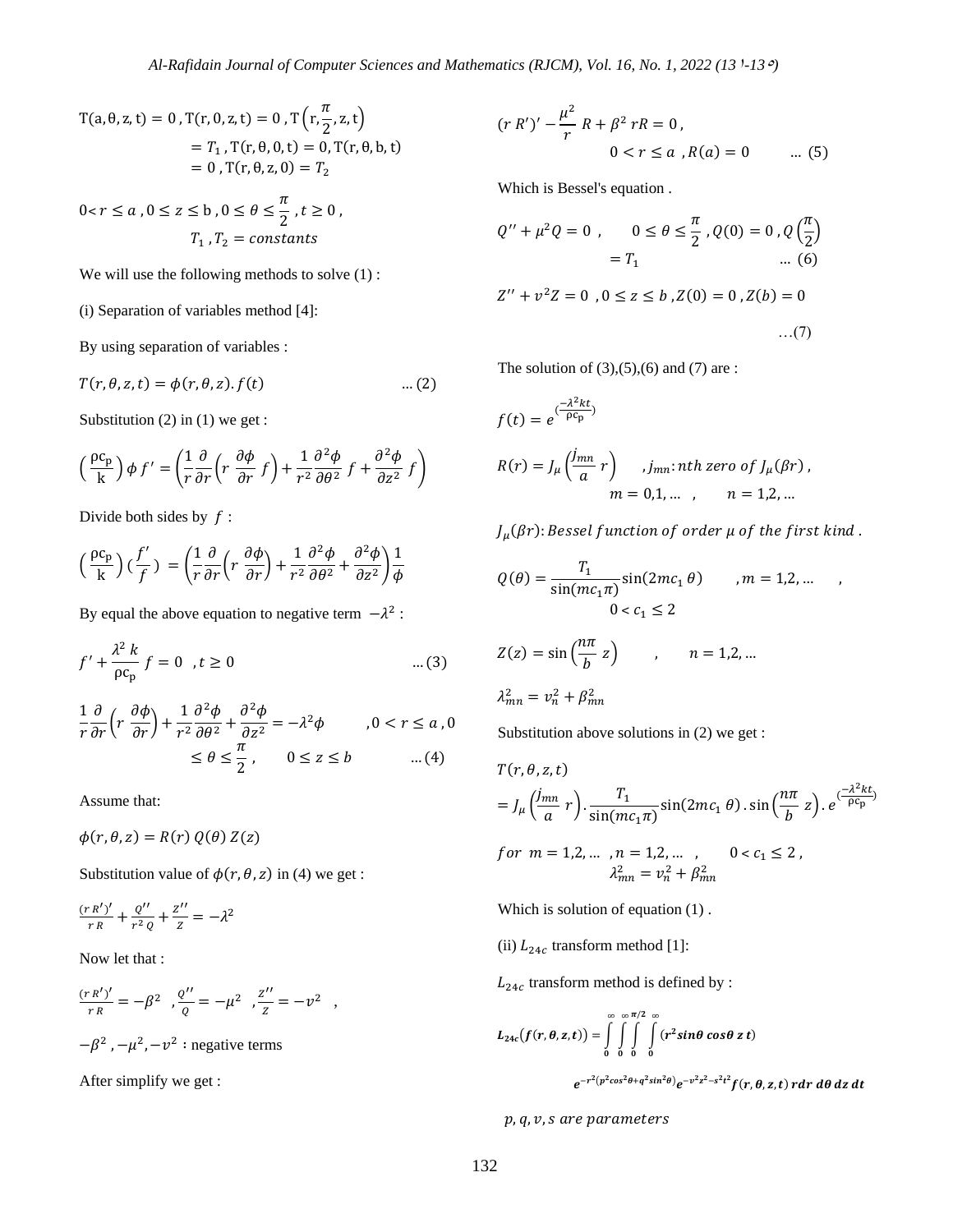$$\mathrm{T}(a, \theta, z, t) = 0 , \mathrm{T}(r, 0, z, t) = 0 , \mathrm{T}\left(r, \frac{\pi}{2}, z, t\right) = T_1 , \mathrm{T}(r, \theta, 0, t) = 0, \mathrm{T}(r, \theta, b, t) = 0 , \mathrm{T}(r, \theta, z, 0) = T_2$$

$$0 < r \leq a , 0 \leq z \leq b , 0 \leq \theta \leq \frac{\pi}{2} , t \geq 0 , \quad T_1 , T_2 = constants$$

We will use the following methods to solve (1) :

(i) Separation of variables method [4]:

By using separation of variables :

$$T(r, \theta, z, t) = \phi(r, \theta, z). f(t) \qquad \dots (2)$$

Substitution (2) in (1) we get :

$$\left(\frac{\rho c_p}{k}\right) \phi f' = \left(\frac{1}{r}\frac{\partial}{\partial r}\left(r \frac{\partial \phi}{\partial r} f\right) + \frac{1}{r^2}\frac{\partial^2 \phi}{\partial \theta^2} f + \frac{\partial^2 \phi}{\partial z^2} f\right)$$

Divide both sides by $f$ :

$$\left(\frac{\rho c_p}{k}\right)\left(\frac{f'}{f}\right) = \left(\frac{1}{r}\frac{\partial}{\partial r}\left(r \frac{\partial \phi}{\partial r}\right) + \frac{1}{r^2}\frac{\partial^2 \phi}{\partial \theta^2} + \frac{\partial^2 \phi}{\partial z^2}\right)\frac{1}{\phi}$$

By equal the above equation to negative term $-\lambda^2$ :

$$f' + \frac{\lambda^2 k}{\rho c_p} f = 0 \ , t \geq 0 \qquad \dots (3)$$

$$\frac{1}{r}\frac{\partial}{\partial r}\left(r \frac{\partial \phi}{\partial r}\right) + \frac{1}{r^2}\frac{\partial^2 \phi}{\partial \theta^2} + \frac{\partial^2 \phi}{\partial z^2} = -\lambda^2 \phi \qquad , 0 < r \leq a , 0 \leq \theta \leq \frac{\pi}{2} , \quad 0 \leq z \leq b \qquad \dots (4)$$

Assume that:

$$\phi(r, \theta, z) = R(r)\, Q(\theta)\, Z(z)$$

Substitution value of $\phi(r, \theta, z)$ in (4) we get :

$$\frac{(r R')'}{r R} + \frac{Q''}{r^2 Q} + \frac{Z''}{Z} = -\lambda^2$$

Now let that :

$$\frac{(r R')'}{r R} = -\beta^2 \ , \frac{Q''}{Q} = -\mu^2 \ , \frac{Z''}{Z} = -v^2 \ ,$$

$-\beta^2 , -\mu^2, -v^2$ : negative terms

After simplify we get :

$$(r R')' - \frac{\mu^2}{r} R + \beta^2 r R = 0 , \quad 0 < r \leq a , R(a) = 0 \qquad \dots (5)$$

Which is Bessel's equation .

$$Q'' + \mu^2 Q = 0 , \quad 0 \leq \theta \leq \frac{\pi}{2} , Q(0) = 0 , Q\left(\frac{\pi}{2}\right) = T_1 \qquad \dots (6)$$

$$Z'' + v^2 Z = 0 \ , 0 \leq z \leq b , Z(0) = 0 , Z(b) = 0 \qquad \dots (7)$$

The solution of (3),(5),(6) and (7) are :

$$f(t) = e^{\left(\frac{-\lambda^2 k t}{\rho c_p}\right)}$$

$$R(r) = J_\mu\left(\frac{j_{mn}}{a} r\right) \quad , j_{mn}: nth\ zero\ of\ J_\mu(\beta r) , \quad m = 0,1, \dots \ , \quad n = 1,2, \dots$$

$J_\mu(\beta r)$: *Bessel function of order $\mu$ of the first kind .*

$$Q(\theta) = \frac{T_1}{\sin(m c_1 \pi)} \sin(2 m c_1 \theta) \qquad , m = 1,2, \dots \ , \quad 0 < c_1 \leq 2$$

$$Z(z) = \sin\left(\frac{n\pi}{b} z\right) \qquad , \quad n = 1,2, \dots$$

$$\lambda_{mn}^2 = v_n^2 + \beta_{mn}^2$$

Substitution above solutions in (2) we get :

$$T(r, \theta, z, t) = J_\mu\left(\frac{j_{mn}}{a} r\right) . \frac{T_1}{\sin(m c_1 \pi)} \sin(2 m c_1 \theta) . \sin\left(\frac{n\pi}{b} z\right) . e^{\left(\frac{-\lambda^2 k t}{\rho c_p}\right)}$$

$$for \ \ m = 1,2, \dots \ , n = 1,2, \dots \ , \quad 0 < c_1 \leq 2 , \quad \lambda_{mn}^2 = v_n^2 + \beta_{mn}^2$$

Which is solution of equation (1) .

(ii) $L_{24c}$ transform method [1]:

$L_{24c}$ transform method is defined by :

$$\boldsymbol{L_{24c}\big(f(r, \theta, z, t)\big) = \int_0^\infty \int_0^\infty \int_0^{\pi/2} \int_0^\infty (r^2 \sin\theta \cos\theta\, z\, t)\, e^{-r^2(p^2\cos^2\theta + q^2\sin^2\theta)} e^{-v^2 z^2 - s^2 t^2} f(r, \theta, z, t)\, r dr\, d\theta\, dz\, dt}$$

$p, q, v, s$ *are parameters*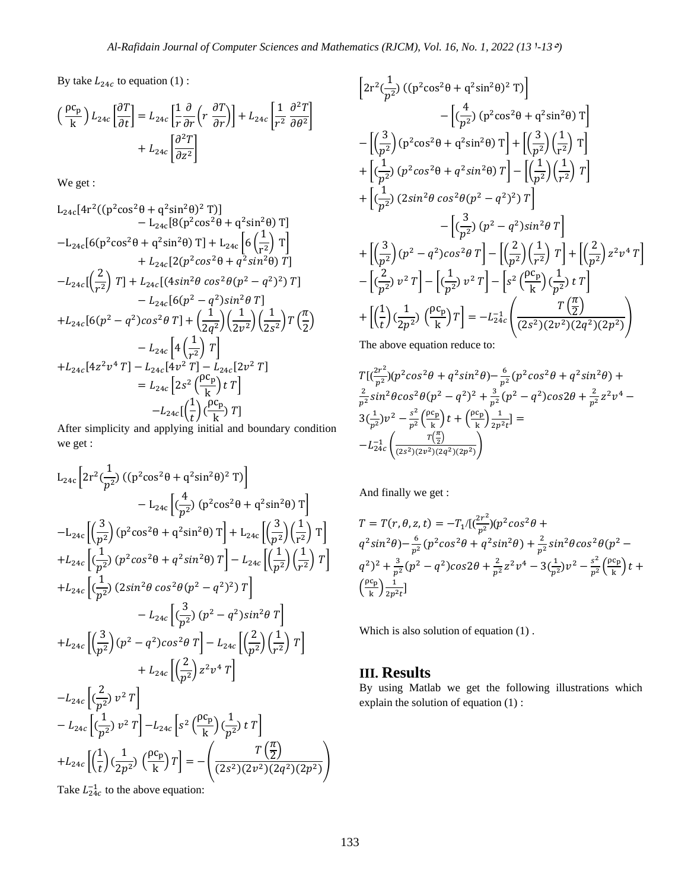By take $L_{24c}$ to equation (1) :

$$\left(\frac{\rho c_p}{k}\right) L_{24c}\left[\frac{\partial T}{\partial t}\right] = L_{24c}\left[\frac{1}{r}\frac{\partial}{\partial r}\left(r\,\frac{\partial T}{\partial r}\right)\right] + L_{24c}\left[\frac{1}{r^2}\,\frac{\partial^2 T}{\partial \theta^2}\right] + L_{24c}\left[\frac{\partial^2 T}{\partial z^2}\right]$$

We get :

$$\begin{aligned}
&L_{24c}[4r^2((p^2\cos^2\theta + q^2\sin^2\theta)^2\,T)] - L_{24c}[8(p^2\cos^2\theta + q^2\sin^2\theta)\,T] \\
&-L_{24c}[6(p^2\cos^2\theta + q^2\sin^2\theta)\,T] + L_{24c}\left[6\left(\frac{1}{r^2}\right)T\right] + L_{24c}[2(p^2\cos^2\theta + q^2\sin^2\theta)\,T] \\
&-L_{24c}[\left(\frac{2}{r^2}\right)T] + L_{24c}[(4\sin^2\theta\,\cos^2\theta(p^2-q^2)^2)\,T] - L_{24c}[6(p^2-q^2)\sin^2\theta\,T] \\
&+L_{24c}[6(p^2-q^2)\cos^2\theta\,T] + \left(\frac{1}{2q^2}\right)\left(\frac{1}{2v^2}\right)\left(\frac{1}{2s^2}\right)T\left(\frac{\pi}{2}\right) - L_{24c}\left[4\left(\frac{1}{r^2}\right)T\right] \\
&+L_{24c}[4z^2v^4\,T] - L_{24c}[4v^2\,T] - L_{24c}[2v^2\,T] = L_{24c}\left[2s^2\left(\frac{\rho c_p}{k}\right)t\,T\right] - L_{24c}[\left(\frac{1}{t}\right)\left(\frac{\rho c_p}{k}\right)T]
\end{aligned}$$

After simplicity and applying initial and boundary condition we get :

$$\begin{aligned}
&L_{24c}\left[2r^2\left(\frac{1}{p^2}\right)((p^2\cos^2\theta + q^2\sin^2\theta)^2\,T)\right] - L_{24c}\left[\left(\frac{4}{p^2}\right)(p^2\cos^2\theta + q^2\sin^2\theta)\,T\right] \\
&-L_{24c}\left[\left(\frac{3}{p^2}\right)(p^2\cos^2\theta + q^2\sin^2\theta)\,T\right] + L_{24c}\left[\left(\frac{3}{p^2}\right)\left(\frac{1}{r^2}\right)T\right] \\
&+L_{24c}\left[\left(\frac{1}{p^2}\right)(p^2\cos^2\theta + q^2\sin^2\theta)\,T\right] - L_{24c}\left[\left(\frac{1}{p^2}\right)\left(\frac{1}{r^2}\right)T\right] \\
&+L_{24c}\left[\left(\frac{1}{p^2}\right)(2\sin^2\theta\,\cos^2\theta(p^2-q^2)^2)\,T\right] - L_{24c}\left[\left(\frac{3}{p^2}\right)(p^2-q^2)\sin^2\theta\,T\right] \\
&+L_{24c}\left[\left(\frac{3}{p^2}\right)(p^2-q^2)\cos^2\theta\,T\right] - L_{24c}\left[\left(\frac{2}{p^2}\right)\left(\frac{1}{r^2}\right)T\right] + L_{24c}\left[\left(\frac{2}{p^2}\right)z^2v^4\,T\right] \\
&-L_{24c}\left[\left(\frac{2}{p^2}\right)v^2\,T\right] - L_{24c}\left[\left(\frac{1}{p^2}\right)v^2\,T\right] - L_{24c}\left[s^2\left(\frac{\rho c_p}{k}\right)\left(\frac{1}{p^2}\right)t\,T\right] \\
&+L_{24c}\left[\left(\frac{1}{t}\right)\left(\frac{1}{2p^2}\right)\left(\frac{\rho c_p}{k}\right)T\right] = -\left(\frac{T\left(\frac{\pi}{2}\right)}{(2s^2)(2v^2)(2q^2)(2p^2)}\right)
\end{aligned}$$

Take $L_{24c}^{-1}$ to the above equation:

$$\begin{aligned}
&\left[2r^2\left(\frac{1}{p^2}\right)((p^2\cos^2\theta + q^2\sin^2\theta)^2\,T)\right] - \left[\left(\frac{4}{p^2}\right)(p^2\cos^2\theta + q^2\sin^2\theta)\,T\right] \\
&-\left[\left(\frac{3}{p^2}\right)(p^2\cos^2\theta + q^2\sin^2\theta)\,T\right] + \left[\left(\frac{3}{p^2}\right)\left(\frac{1}{r^2}\right)T\right] \\
&+\left[\left(\frac{1}{p^2}\right)(p^2\cos^2\theta + q^2\sin^2\theta)\,T\right] - \left[\left(\frac{1}{p^2}\right)\left(\frac{1}{r^2}\right)T\right] \\
&+\left[\left(\frac{1}{p^2}\right)(2\sin^2\theta\,\cos^2\theta(p^2-q^2)^2)\,T\right] - \left[\left(\frac{3}{p^2}\right)(p^2-q^2)\sin^2\theta\,T\right] \\
&+\left[\left(\frac{3}{p^2}\right)(p^2-q^2)\cos^2\theta\,T\right] - \left[\left(\frac{2}{p^2}\right)\left(\frac{1}{r^2}\right)T\right] + \left[\left(\frac{2}{p^2}\right)z^2v^4\,T\right] \\
&-\left[\left(\frac{2}{p^2}\right)v^2\,T\right] - \left[\left(\frac{1}{p^2}\right)v^2\,T\right] - \left[s^2\left(\frac{\rho c_p}{k}\right)\left(\frac{1}{p^2}\right)t\,T\right] \\
&+\left[\left(\frac{1}{t}\right)\left(\frac{1}{2p^2}\right)\left(\frac{\rho c_p}{k}\right)T\right] = -L_{24c}^{-1}\left(\frac{T\left(\frac{\pi}{2}\right)}{(2s^2)(2v^2)(2q^2)(2p^2)}\right)
\end{aligned}$$

The above equation reduce to:

$$\begin{aligned}
&T[\left(\frac{2r^2}{p^2}\right)(p^2\cos^2\theta + q^2\sin^2\theta) - \frac{6}{p^2}(p^2\cos^2\theta + q^2\sin^2\theta) + \frac{2}{p^2}\sin^2\theta\cos^2\theta(p^2-q^2)^2 + \frac{3}{p^2}(p^2-q^2)\cos 2\theta + \frac{2}{p^2}z^2v^4 - \\
&3\left(\frac{1}{p^2}\right)v^2 - \frac{s^2}{p^2}\left(\frac{\rho c_p}{k}\right)t + \left(\frac{\rho c_p}{k}\right)\frac{1}{2p^2 t}] = -L_{24c}^{-1}\left(\frac{T\left(\frac{\pi}{2}\right)}{(2s^2)(2v^2)(2q^2)(2p^2)}\right)
\end{aligned}$$

And finally we get :

$$\begin{aligned}
T = T(r,\theta,z,t) = -T_1/[&\left(\frac{2r^2}{p^2}\right)(p^2\cos^2\theta + q^2\sin^2\theta) - \frac{6}{p^2}(p^2\cos^2\theta + q^2\sin^2\theta) + \frac{2}{p^2}\sin^2\theta\cos^2\theta(p^2 - q^2)^2 \\
&+ \frac{3}{p^2}(p^2-q^2)\cos 2\theta + \frac{2}{p^2}z^2v^4 - 3\left(\frac{1}{p^2}\right)v^2 - \frac{s^2}{p^2}\left(\frac{\rho c_p}{k}\right)t + \left(\frac{\rho c_p}{k}\right)\frac{1}{2p^2 t}]
\end{aligned}$$

Which is also solution of equation (1) .

## III. Results

By using Matlab we get the following illustrations which explain the solution of equation (1) :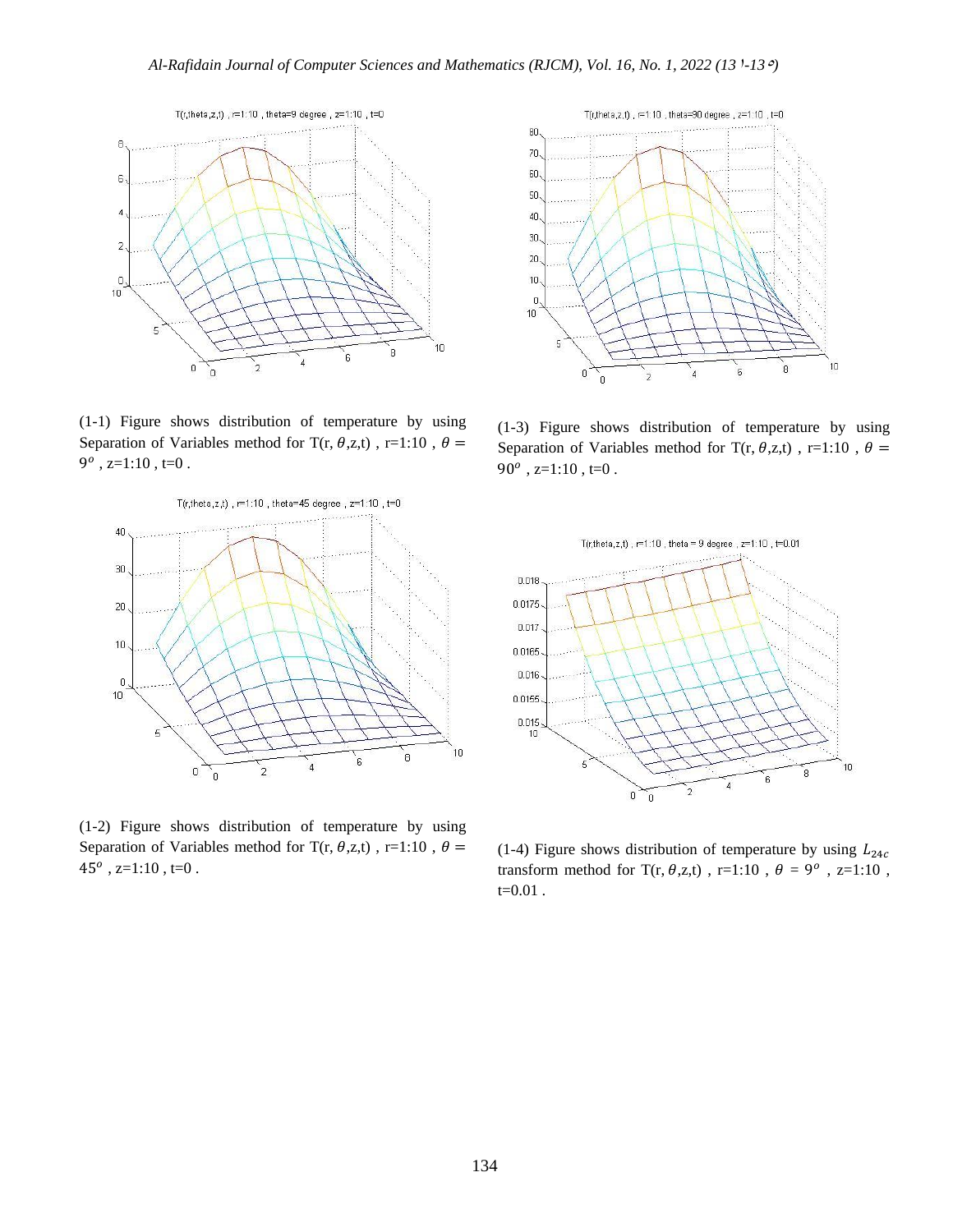(1-1) Figure shows distribution of temperature by using Separation of Variables method for T(r, $\theta$,z,t) , r=1:10 , $\theta = 9^o$ , z=1:10 , t=0 .

(1-2) Figure shows distribution of temperature by using Separation of Variables method for T(r, $\theta$,z,t) , r=1:10 , $\theta = 45^o$ , z=1:10 , t=0 .

(1-3) Figure shows distribution of temperature by using Separation of Variables method for T(r, $\theta$,z,t) , r=1:10 , $\theta = 90^o$ , z=1:10 , t=0 .

(1-4) Figure shows distribution of temperature by using $L_{24c}$ transform method for T(r, $\theta$,z,t) , r=1:10 , $\theta = 9^o$ , z=1:10 , t=0.01 .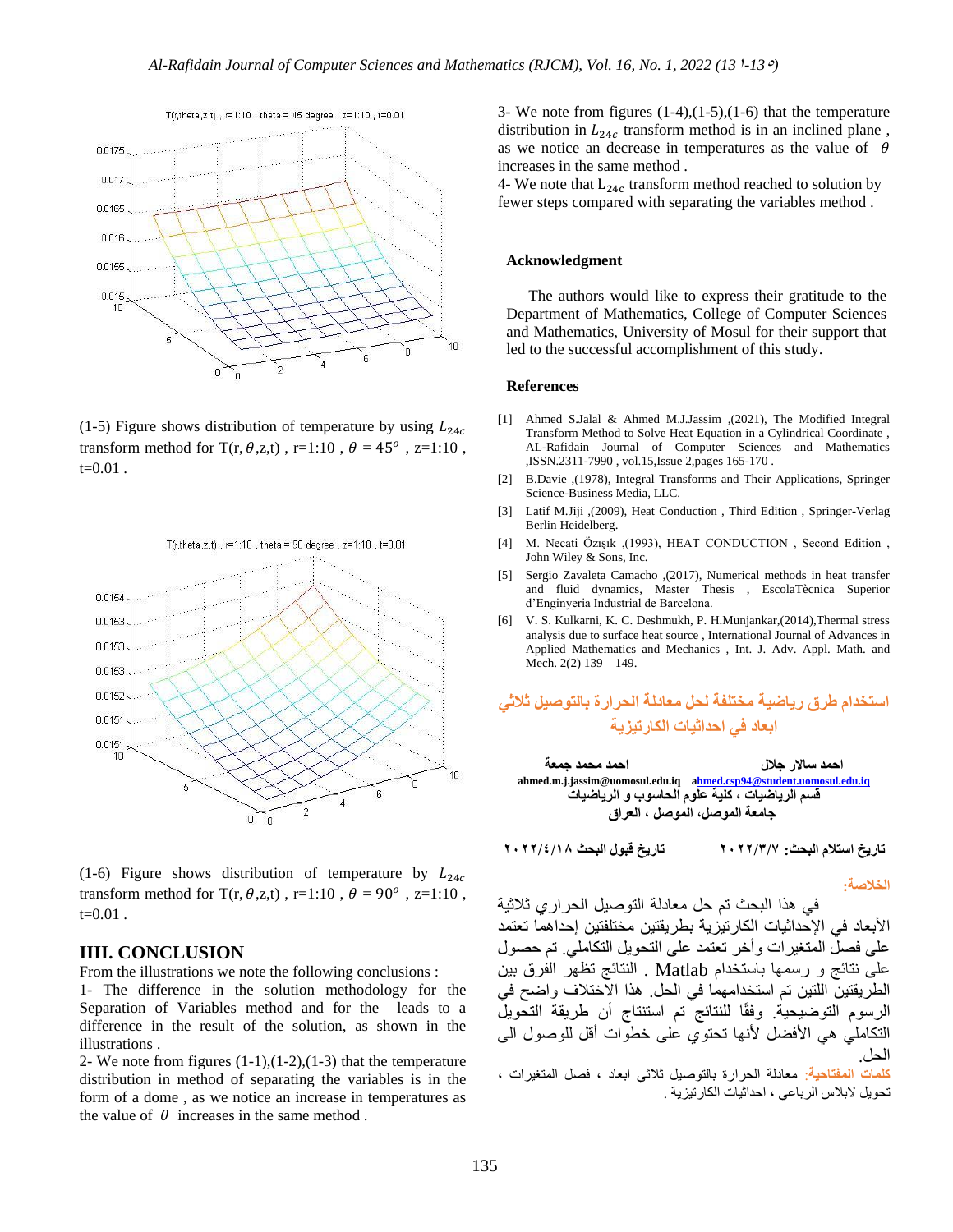T(r,theta,z,t) , r=1:10 , theta = 45 degree , z=1:10 , t=0.01

0.0175
0.017
0.0165
0.016
0.0155
0.015
10
5
0 0
2
4
6
8
10

(1-5) Figure shows distribution of temperature by using $L_{24c}$ transform method for T(r, $\theta$,z,t) , r=1:10 , $\theta = 45^o$ , z=1:10 , t=0.01 .

T(r,theta,z,t) , r=1:10 , theta = 90 degree , z=1:10 , t=0.01

0.0154
0.0153
0.0153
0.0153
0.0152
0.0151
0.0151
10
5
0 0
2
4
6
8
10

(1-6) Figure shows distribution of temperature by $L_{24c}$ transform method for T(r, $\theta$,z,t) , r=1:10 , $\theta = 90^o$ , z=1:10 , t=0.01 .

## IIII. CONCLUSION

From the illustrations we note the following conclusions :

1- The difference in the solution methodology for the Separation of Variables method and for the leads to a difference in the result of the solution, as shown in the illustrations .

2- We note from figures (1-1),(1-2),(1-3) that the temperature distribution in method of separating the variables is in the form of a dome , as we notice an increase in temperatures as the value of $\theta$ increases in the same method .

3- We note from figures (1-4),(1-5),(1-6) that the temperature distribution in $L_{24c}$ transform method is in an inclined plane , as we notice an decrease in temperatures as the value of $\theta$ increases in the same method .

4- We note that $L_{24c}$ transform method reached to solution by fewer steps compared with separating the variables method .

### Acknowledgment

The authors would like to express their gratitude to the Department of Mathematics, College of Computer Sciences and Mathematics, University of Mosul for their support that led to the successful accomplishment of this study.

### References

[1] Ahmed S.Jalal & Ahmed M.J.Jassim ,(2021), The Modified Integral Transform Method to Solve Heat Equation in a Cylindrical Coordinate , AL-Rafidain Journal of Computer Sciences and Mathematics ,ISSN.2311-7990 , vol.15,Issue 2,pages 165-170 .

[2] B.Davie ,(1978), Integral Transforms and Their Applications, Springer Science-Business Media, LLC.

[3] Latif M.Jiji ,(2009), Heat Conduction , Third Edition , Springer-Verlag Berlin Heidelberg.

[4] M. Necati Özışık ,(1993), HEAT CONDUCTION , Second Edition , John Wiley & Sons, Inc.

[5] Sergio Zavaleta Camacho ,(2017), Numerical methods in heat transfer and fluid dynamics, Master Thesis , EscolaTècnica Superior d'Enginyeria Industrial de Barcelona.

[6] V. S. Kulkarni, K. C. Deshmukh, P. H.Munjankar,(2014),Thermal stress analysis due to surface heat source , International Journal of Advances in Applied Mathematics and Mechanics , Int. J. Adv. Appl. Math. and Mech. 2(2) 139 – 149.

## استخدام طرق رياضية مختلفة لحل معادلة الحرارة بالتوصيل ثلاثي ابعاد في احداثيات الكارتيزية

**احمد سالار جلال** — ahmed.csp94@student.uomosul.edu.iq

**احمد محمد جمعة** — ahmed.m.j.jassim@uomosul.edu.iq

قسم الرياضيات ، كلية علوم الحاسوب و الرياضيات

جامعة الموصل، الموصل ، العراق

تاريخ استلام البحث: ٢٠٢٢/٣/٧ &nbsp;&nbsp;&nbsp; تاريخ قبول البحث ٢٠٢٢/٤/١٨

**الخلاصة:**

في هذا البحث تم حل معادلة التوصيل الحراري ثلاثية الأبعاد في الإحداثيات الكارتيزية بطريقتين مختلفتين إحداهما تعتمد على فصل المتغيرات وأخر تعتمد على التحويل التكاملي. تم حصول على نتائج و رسمها باستخدام Matlab . النتائج تظهر الفرق بين الطريقتين اللتين تم استخدامهما في الحل. هذا الاختلاف واضح في الرسوم التوضيحية. وفقًا للنتائج تم استنتاج أن طريقة التحويل التكاملي هي الأفضل لأنها تحتوي على خطوات أقل للوصول الى الحل.

**كلمات المفتاحية:** معادلة الحرارة بالتوصيل ثلاثي ابعاد ، فصل المتغيرات ، تحويل لابلاس الرباعي ، احداثيات الكارتيزية .